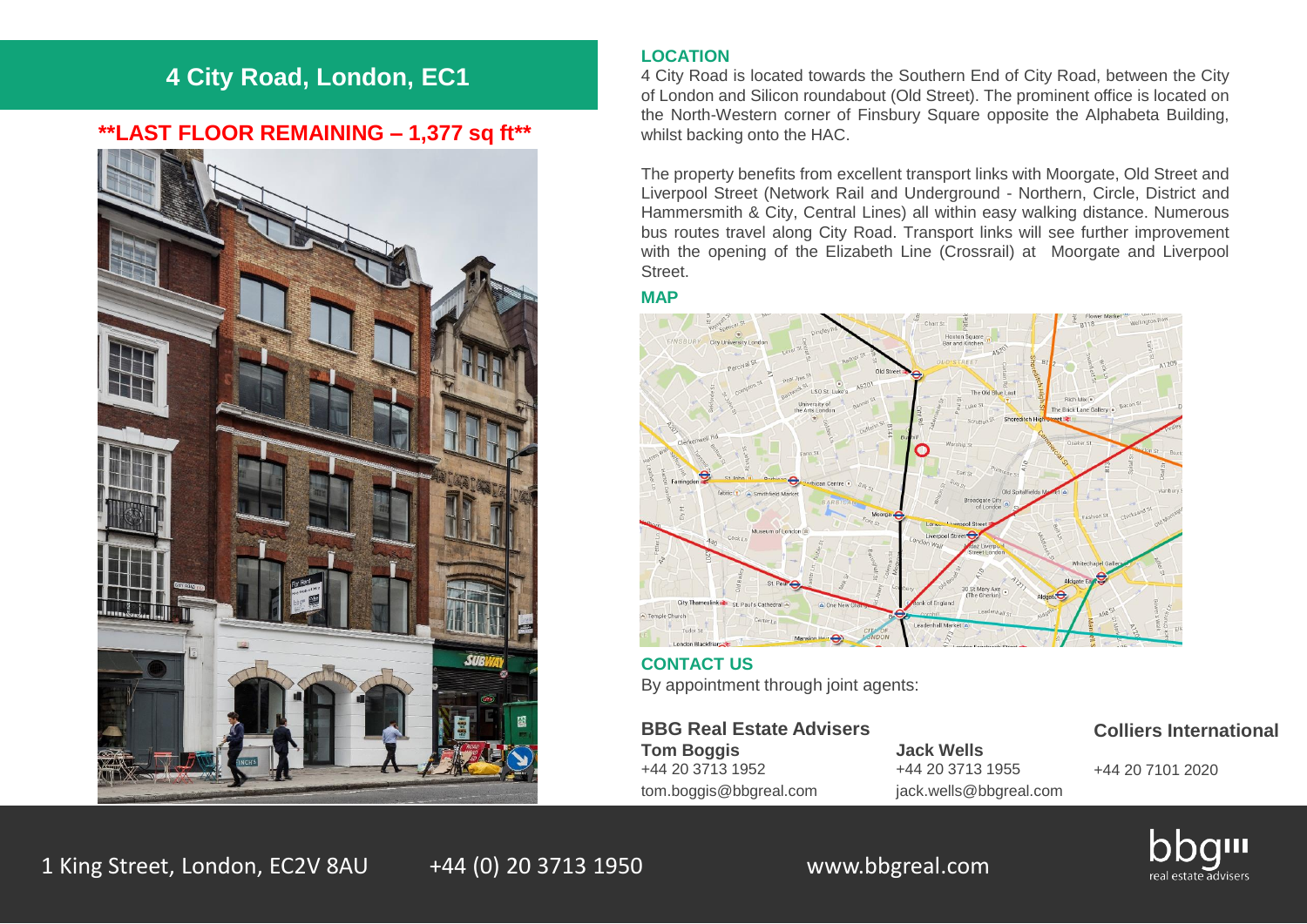# 4 City Road, London, EC1

**\*\*LAST FLOOR REMAINING – 1,377 sq ft\*\***

## LOCATION

4 City Road is located towards the Southern End of City Road, between the City of London and Silicon roundabout (Old Street). The prominent office is located on the North-Western corner of Finsbury Square opposite the Alphabeta Building, whilst backing onto the HAC.

The property benefits from excellent transport links with Moorgate, Old Street and Liverpool Street (Network Rail and Underground - Northern, Circle, District and Hammersmith & City, Central Lines) all within easy walking distance. Numerous bus routes travel along City Road. Transport links will see further improvement with the opening of the Elizabeth Line (Crossrail) at Moorgate and Liverpool Street.

## MAP

## CONTACT US

By appointment through joint agents:

### BBG Real Estate Advisers

**Tom Boggis**
+44 20 3713 1952
tom.boggis@bbgreal.com

**Jack Wells**
+44 20 3713 1955
jack.wells@bbgreal.com

### Colliers International

+44 20 7101 2020

1 King Street, London, EC2V 8AU +44 (0) 20 3713 1950 www.bbgreal.com

bbg real estate advisers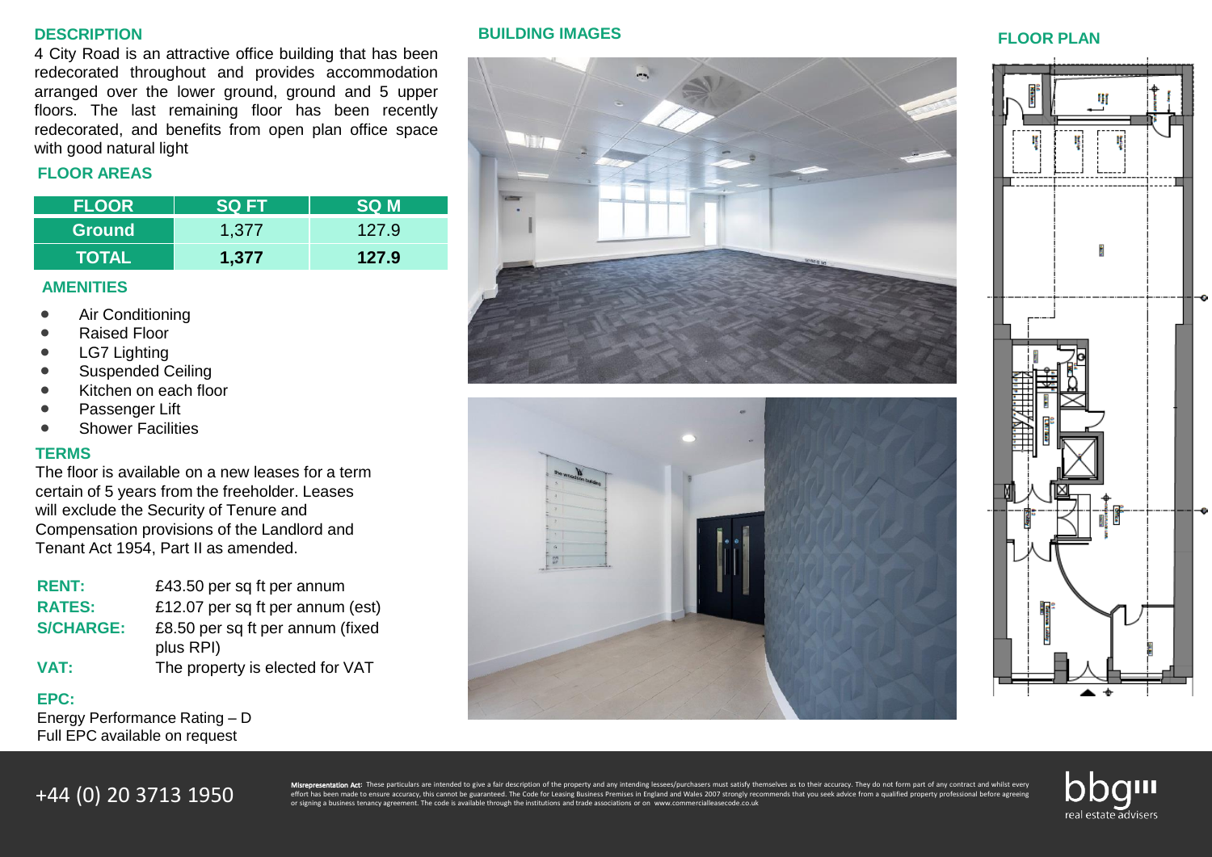## DESCRIPTION

4 City Road is an attractive office building that has been redecorated throughout and provides accommodation arranged over the lower ground, ground and 5 upper floors. The last remaining floor has been recently redecorated, and benefits from open plan office space with good natural light

## FLOOR AREAS

| FLOOR | SQ FT | SQ M |
|---|---|---|
| Ground | 1,377 | 127.9 |
| TOTAL | **1,377** | **127.9** |

## AMENITIES

- Air Conditioning
- Raised Floor
- LG7 Lighting
- Suspended Ceiling
- Kitchen on each floor
- Passenger Lift
- Shower Facilities

## TERMS

The floor is available on a new leases for a term certain of 5 years from the freeholder. Leases will exclude the Security of Tenure and Compensation provisions of the Landlord and Tenant Act 1954, Part II as amended.

**RENT:** £43.50 per sq ft per annum

**RATES:** £12.07 per sq ft per annum (est)

**S/CHARGE:** £8.50 per sq ft per annum (fixed plus RPI)

**VAT:** The property is elected for VAT

## EPC:

Energy Performance Rating – D
Full EPC available on request

## BUILDING IMAGES

## FLOOR PLAN

+44 (0) 20 3713 1950

**Misrepresentation Act:** These particulars are intended to give a fair description of the property and any intending lessees/purchasers must satisfy themselves as to their accuracy. They do not form part of any contract and whilst every effort has been made to ensure accuracy, this cannot be guaranteed. The Code for Leasing Business Premises in England and Wales 2007 strongly recommends that you seek advice from a qualified property professional before agreeing or signing a business tenancy agreement. The code is available through the institutions and trade associations or on www.commercialleasecode.co.uk

bbg real estate advisers